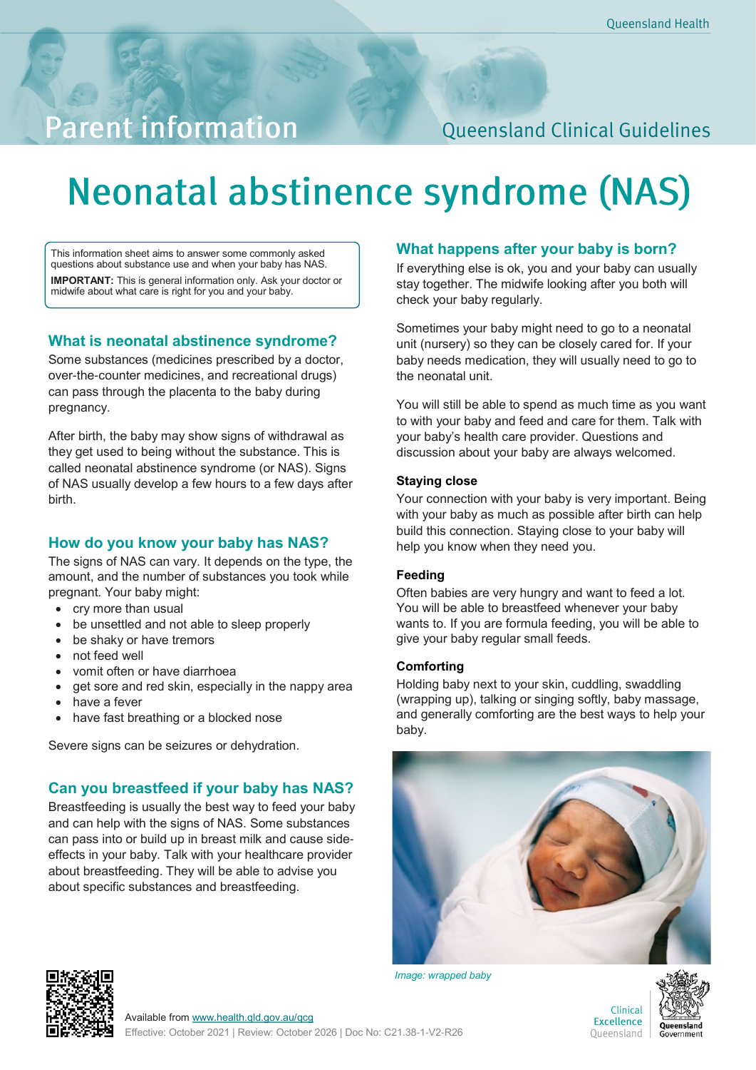Parent information

Queensland Clinical Guidelines

# Neonatal abstinence syndrome (NAS)

This information sheet aims to answer some commonly asked questions about substance use and when your baby has NAS.

**IMPORTANT:** This is general information only. Ask your doctor or midwife about what care is right for you and your baby.

## What is neonatal abstinence syndrome?

Some substances (medicines prescribed by a doctor, over-the-counter medicines, and recreational drugs) can pass through the placenta to the baby during pregnancy.

After birth, the baby may show signs of withdrawal as they get used to being without the substance. This is called neonatal abstinence syndrome (or NAS). Signs of NAS usually develop a few hours to a few days after birth.

## How do you know your baby has NAS?

The signs of NAS can vary. It depends on the type, the amount, and the number of substances you took while pregnant. Your baby might:

- cry more than usual
- be unsettled and not able to sleep properly
- be shaky or have tremors
- not feed well
- vomit often or have diarrhoea
- get sore and red skin, especially in the nappy area
- have a fever
- have fast breathing or a blocked nose

Severe signs can be seizures or dehydration.

## Can you breastfeed if your baby has NAS?

Breastfeeding is usually the best way to feed your baby and can help with the signs of NAS. Some substances can pass into or build up in breast milk and cause side-effects in your baby. Talk with your healthcare provider about breastfeeding. They will be able to advise you about specific substances and breastfeeding.

## What happens after your baby is born?

If everything else is ok, you and your baby can usually stay together. The midwife looking after you both will check your baby regularly.

Sometimes your baby might need to go to a neonatal unit (nursery) so they can be closely cared for. If your baby needs medication, they will usually need to go to the neonatal unit.

You will still be able to spend as much time as you want to with your baby and feed and care for them. Talk with your baby's health care provider. Questions and discussion about your baby are always welcomed.

### Staying close

Your connection with your baby is very important. Being with your baby as much as possible after birth can help build this connection. Staying close to your baby will help you know when they need you.

### Feeding

Often babies are very hungry and want to feed a lot. You will be able to breastfeed whenever your baby wants to. If you are formula feeding, you will be able to give your baby regular small feeds.

### Comforting

Holding baby next to your skin, cuddling, swaddling (wrapping up), talking or singing softly, baby massage, and generally comforting are the best ways to help your baby.

*Image: wrapped baby*

Available from www.health.qld.gov.au/qcg
Effective: October 2021 | Review: October 2026 | Doc No: C21.38-1-V2-R26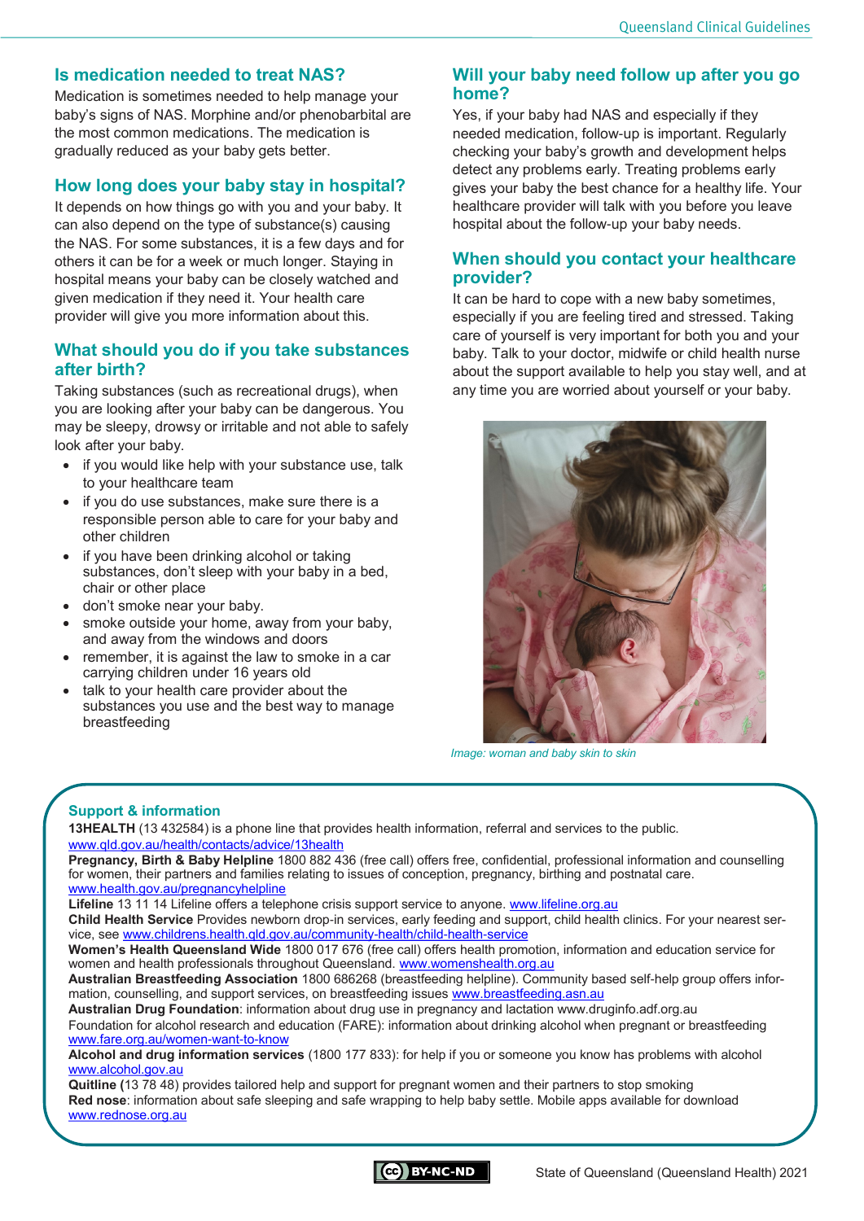## Is medication needed to treat NAS?

Medication is sometimes needed to help manage your baby's signs of NAS. Morphine and/or phenobarbital are the most common medications. The medication is gradually reduced as your baby gets better.

## How long does your baby stay in hospital?

It depends on how things go with you and your baby. It can also depend on the type of substance(s) causing the NAS. For some substances, it is a few days and for others it can be for a week or much longer. Staying in hospital means your baby can be closely watched and given medication if they need it. Your health care provider will give you more information about this.

## What should you do if you take substances after birth?

Taking substances (such as recreational drugs), when you are looking after your baby can be dangerous. You may be sleepy, drowsy or irritable and not able to safely look after your baby.

- if you would like help with your substance use, talk to your healthcare team
- if you do use substances, make sure there is a responsible person able to care for your baby and other children
- if you have been drinking alcohol or taking substances, don't sleep with your baby in a bed, chair or other place
- don't smoke near your baby.
- smoke outside your home, away from your baby, and away from the windows and doors
- remember, it is against the law to smoke in a car carrying children under 16 years old
- talk to your health care provider about the substances you use and the best way to manage breastfeeding

## Will your baby need follow up after you go home?

Yes, if your baby had NAS and especially if they needed medication, follow-up is important. Regularly checking your baby's growth and development helps detect any problems early. Treating problems early gives your baby the best chance for a healthy life. Your healthcare provider will talk with you before you leave hospital about the follow-up your baby needs.

## When should you contact your healthcare provider?

It can be hard to cope with a new baby sometimes, especially if you are feeling tired and stressed. Taking care of yourself is very important for both you and your baby. Talk to your doctor, midwife or child health nurse about the support available to help you stay well, and at any time you are worried about yourself or your baby.

*Image: woman and baby skin to skin*

### Support & information

**13HEALTH** (13 432584) is a phone line that provides health information, referral and services to the public. www.qld.gov.au/health/contacts/advice/13health

**Pregnancy, Birth & Baby Helpline** 1800 882 436 (free call) offers free, confidential, professional information and counselling for women, their partners and families relating to issues of conception, pregnancy, birthing and postnatal care. www.health.gov.au/pregnancyhelpline

**Lifeline** 13 11 14 Lifeline offers a telephone crisis support service to anyone. www.lifeline.org.au

**Child Health Service** Provides newborn drop-in services, early feeding and support, child health clinics. For your nearest service, see www.childrens.health.qld.gov.au/community-health/child-health-service

**Women's Health Queensland Wide** 1800 017 676 (free call) offers health promotion, information and education service for women and health professionals throughout Queensland. www.womenshealth.org.au

**Australian Breastfeeding Association** 1800 686268 (breastfeeding helpline). Community based self-help group offers information, counselling, and support services, on breastfeeding issues www.breastfeeding.asn.au

**Australian Drug Foundation**: information about drug use in pregnancy and lactation www.druginfo.adf.org.au

Foundation for alcohol research and education (FARE): information about drinking alcohol when pregnant or breastfeeding www.fare.org.au/women-want-to-know

**Alcohol and drug information services** (1800 177 833): for help if you or someone you know has problems with alcohol www.alcohol.gov.au

**Quitline** (13 78 48) provides tailored help and support for pregnant women and their partners to stop smoking

**Red nose**: information about safe sleeping and safe wrapping to help baby settle. Mobile apps available for download www.rednose.org.au

CC BY-NC-ND

State of Queensland (Queensland Health) 2021